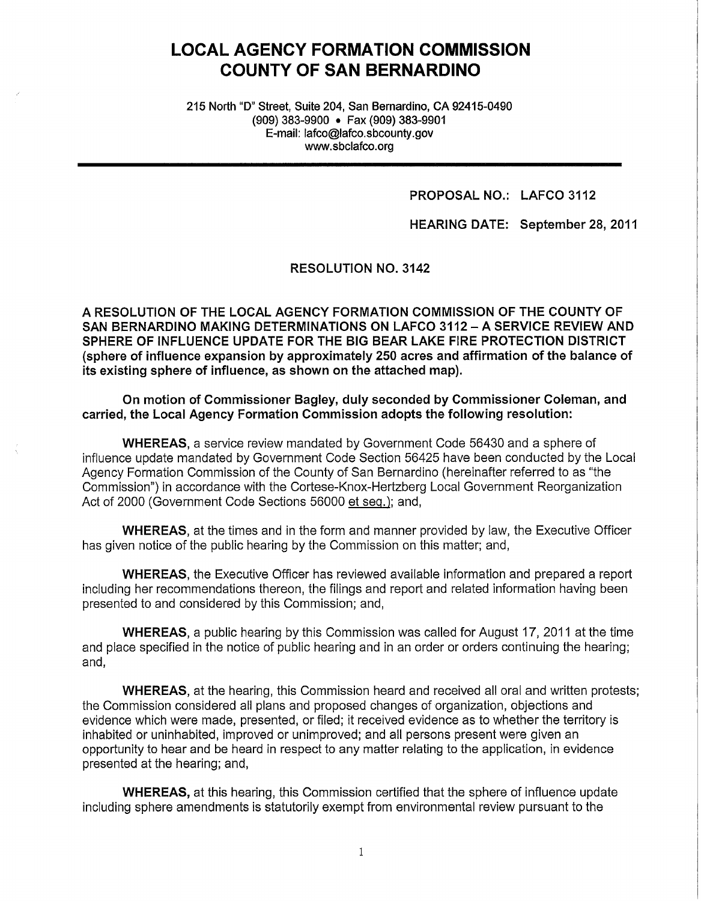# LOCAL AGENCY FORMATION COMMISSION COUNTY OF SAN BERNARDINO

215 North "D" Street, Suite 204, San Bernardino, CA 92415-0490
(909) 383-9900 • Fax (909) 383-9901
E-mail: lafco@lafco.sbcounty.gov
www.sbclafco.org

---

**PROPOSAL NO.: LAFCO 3112**

**HEARING DATE: September 28, 2011**

## RESOLUTION NO. 3142

**A RESOLUTION OF THE LOCAL AGENCY FORMATION COMMISSION OF THE COUNTY OF SAN BERNARDINO MAKING DETERMINATIONS ON LAFCO 3112 – A SERVICE REVIEW AND SPHERE OF INFLUENCE UPDATE FOR THE BIG BEAR LAKE FIRE PROTECTION DISTRICT (sphere of influence expansion by approximately 250 acres and affirmation of the balance of its existing sphere of influence, as shown on the attached map).**

**On motion of Commissioner Bagley, duly seconded by Commissioner Coleman, and carried, the Local Agency Formation Commission adopts the following resolution:**

**WHEREAS**, a service review mandated by Government Code 56430 and a sphere of influence update mandated by Government Code Section 56425 have been conducted by the Local Agency Formation Commission of the County of San Bernardino (hereinafter referred to as "the Commission") in accordance with the Cortese-Knox-Hertzberg Local Government Reorganization Act of 2000 (Government Code Sections 56000 et seq.); and,

**WHEREAS**, at the times and in the form and manner provided by law, the Executive Officer has given notice of the public hearing by the Commission on this matter; and,

**WHEREAS**, the Executive Officer has reviewed available information and prepared a report including her recommendations thereon, the filings and report and related information having been presented to and considered by this Commission; and,

**WHEREAS**, a public hearing by this Commission was called for August 17, 2011 at the time and place specified in the notice of public hearing and in an order or orders continuing the hearing; and,

**WHEREAS**, at the hearing, this Commission heard and received all oral and written protests; the Commission considered all plans and proposed changes of organization, objections and evidence which were made, presented, or filed; it received evidence as to whether the territory is inhabited or uninhabited, improved or unimproved; and all persons present were given an opportunity to hear and be heard in respect to any matter relating to the application, in evidence presented at the hearing; and,

**WHEREAS,** at this hearing, this Commission certified that the sphere of influence update including sphere amendments is statutorily exempt from environmental review pursuant to the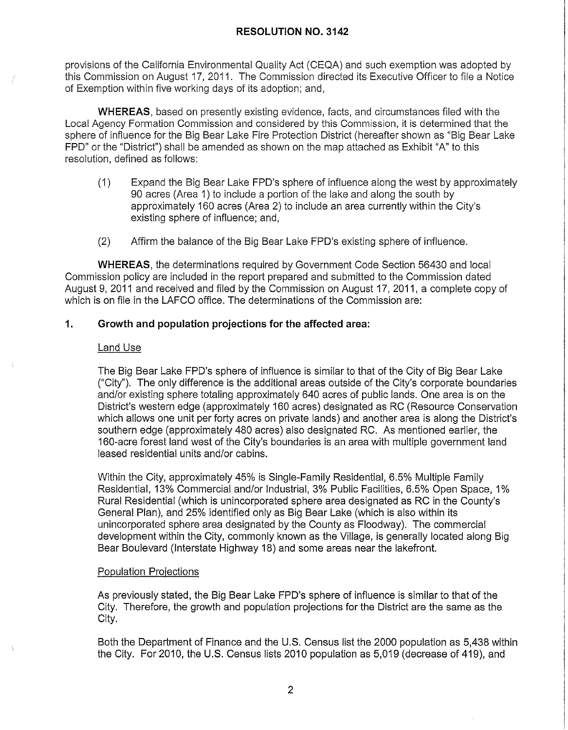# RESOLUTION NO. 3142

provisions of the California Environmental Quality Act (CEQA) and such exemption was adopted by this Commission on August 17, 2011. The Commission directed its Executive Officer to file a Notice of Exemption within five working days of its adoption; and,

**WHEREAS**, based on presently existing evidence, facts, and circumstances filed with the Local Agency Formation Commission and considered by this Commission, it is determined that the sphere of influence for the Big Bear Lake Fire Protection District (hereafter shown as "Big Bear Lake FPD" or the "District") shall be amended as shown on the map attached as Exhibit "A" to this resolution, defined as follows:

(1) Expand the Big Bear Lake FPD's sphere of influence along the west by approximately 90 acres (Area 1) to include a portion of the lake and along the south by approximately 160 acres (Area 2) to include an area currently within the City's existing sphere of influence; and,

(2) Affirm the balance of the Big Bear Lake FPD's existing sphere of influence.

**WHEREAS**, the determinations required by Government Code Section 56430 and local Commission policy are included in the report prepared and submitted to the Commission dated August 9, 2011 and received and filed by the Commission on August 17, 2011, a complete copy of which is on file in the LAFCO office. The determinations of the Commission are:

## 1. Growth and population projections for the affected area:

Land Use

The Big Bear Lake FPD's sphere of influence is similar to that of the City of Big Bear Lake ("City"). The only difference is the additional areas outside of the City's corporate boundaries and/or existing sphere totaling approximately 640 acres of public lands. One area is on the District's western edge (approximately 160 acres) designated as RC (Resource Conservation which allows one unit per forty acres on private lands) and another area is along the District's southern edge (approximately 480 acres) also designated RC. As mentioned earlier, the 160-acre forest land west of the City's boundaries is an area with multiple government land leased residential units and/or cabins.

Within the City, approximately 45% is Single-Family Residential, 6.5% Multiple Family Residential, 13% Commercial and/or Industrial, 3% Public Facilities, 6.5% Open Space, 1% Rural Residential (which is unincorporated sphere area designated as RC in the County's General Plan), and 25% identified only as Big Bear Lake (which is also within its unincorporated sphere area designated by the County as Floodway). The commercial development within the City, commonly known as the Village, is generally located along Big Bear Boulevard (Interstate Highway 18) and some areas near the lakefront.

Population Projections

As previously stated, the Big Bear Lake FPD's sphere of influence is similar to that of the City. Therefore, the growth and population projections for the District are the same as the City.

Both the Department of Finance and the U.S. Census list the 2000 population as 5,438 within the City. For 2010, the U.S. Census lists 2010 population as 5,019 (decrease of 419), and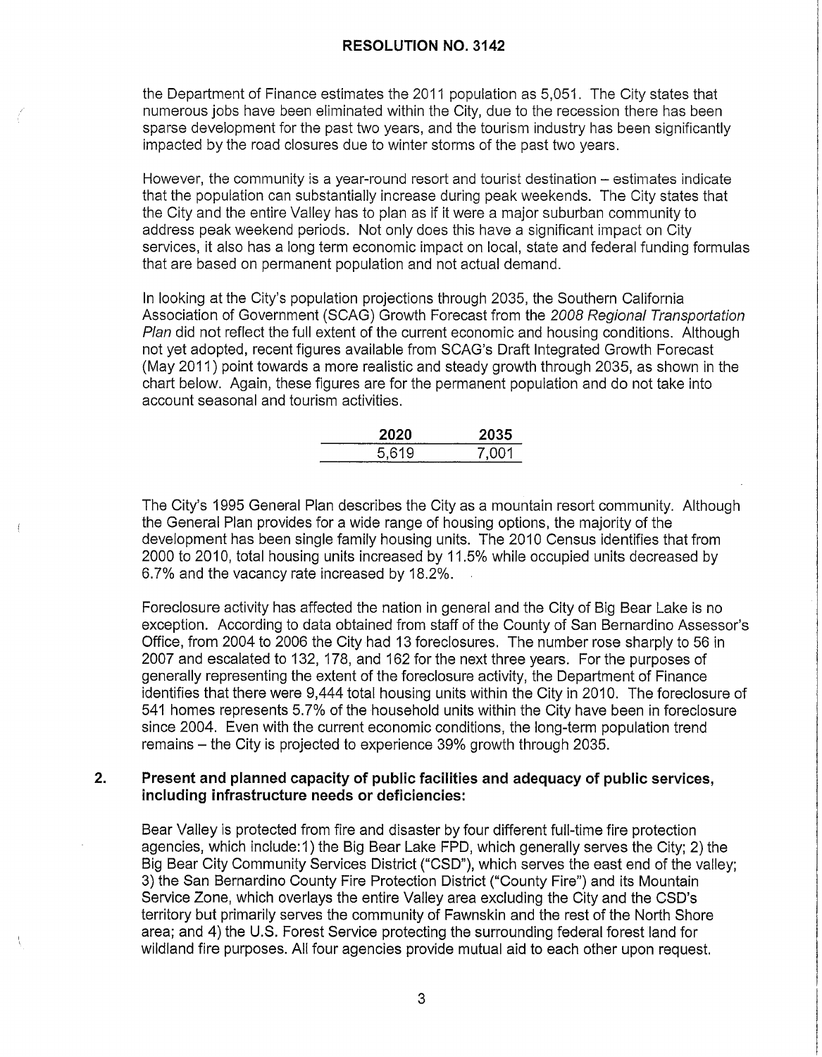the Department of Finance estimates the 2011 population as 5,051. The City states that numerous jobs have been eliminated within the City, due to the recession there has been sparse development for the past two years, and the tourism industry has been significantly impacted by the road closures due to winter storms of the past two years.

However, the community is a year-round resort and tourist destination – estimates indicate that the population can substantially increase during peak weekends. The City states that the City and the entire Valley has to plan as if it were a major suburban community to address peak weekend periods. Not only does this have a significant impact on City services, it also has a long term economic impact on local, state and federal funding formulas that are based on permanent population and not actual demand.

In looking at the City's population projections through 2035, the Southern California Association of Government (SCAG) Growth Forecast from the *2008 Regional Transportation Plan* did not reflect the full extent of the current economic and housing conditions. Although not yet adopted, recent figures available from SCAG's Draft Integrated Growth Forecast (May 2011) point towards a more realistic and steady growth through 2035, as shown in the chart below. Again, these figures are for the permanent population and do not take into account seasonal and tourism activities.

| 2020 | 2035 |
|---|---|
| 5,619 | 7,001 |

The City's 1995 General Plan describes the City as a mountain resort community. Although the General Plan provides for a wide range of housing options, the majority of the development has been single family housing units. The 2010 Census identifies that from 2000 to 2010, total housing units increased by 11.5% while occupied units decreased by 6.7% and the vacancy rate increased by 18.2%.

Foreclosure activity has affected the nation in general and the City of Big Bear Lake is no exception. According to data obtained from staff of the County of San Bernardino Assessor's Office, from 2004 to 2006 the City had 13 foreclosures. The number rose sharply to 56 in 2007 and escalated to 132, 178, and 162 for the next three years. For the purposes of generally representing the extent of the foreclosure activity, the Department of Finance identifies that there were 9,444 total housing units within the City in 2010. The foreclosure of 541 homes represents 5.7% of the household units within the City have been in foreclosure since 2004. Even with the current economic conditions, the long-term population trend remains – the City is projected to experience 39% growth through 2035.

**2. Present and planned capacity of public facilities and adequacy of public services, including infrastructure needs or deficiencies:**

Bear Valley is protected from fire and disaster by four different full-time fire protection agencies, which include: 1) the Big Bear Lake FPD, which generally serves the City; 2) the Big Bear City Community Services District ("CSD"), which serves the east end of the valley; 3) the San Bernardino County Fire Protection District ("County Fire") and its Mountain Service Zone, which overlays the entire Valley area excluding the City and the CSD's territory but primarily serves the community of Fawnskin and the rest of the North Shore area; and 4) the U.S. Forest Service protecting the surrounding federal forest land for wildland fire purposes. All four agencies provide mutual aid to each other upon request.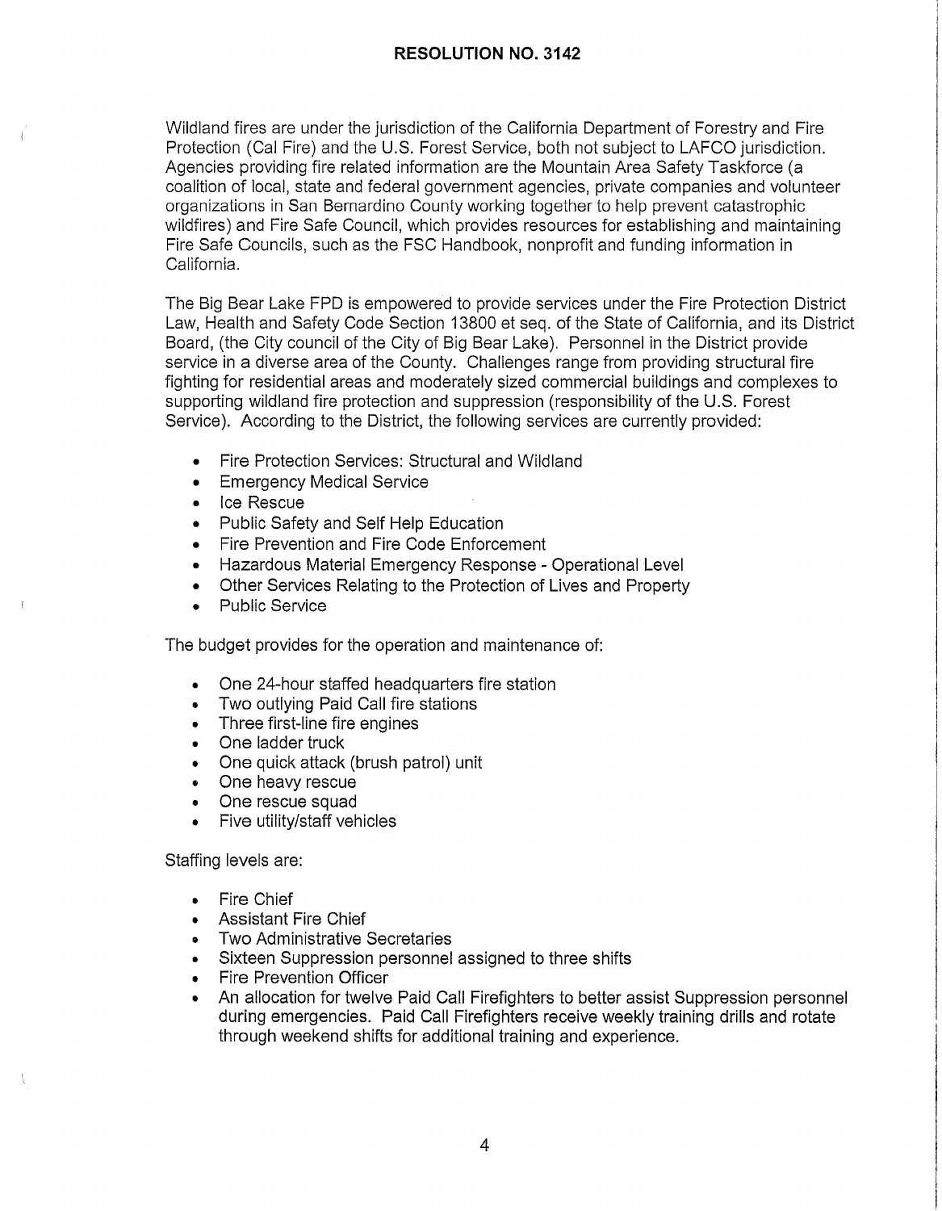**RESOLUTION NO. 3142**

Wildland fires are under the jurisdiction of the California Department of Forestry and Fire Protection (Cal Fire) and the U.S. Forest Service, both not subject to LAFCO jurisdiction. Agencies providing fire related information are the Mountain Area Safety Taskforce (a coalition of local, state and federal government agencies, private companies and volunteer organizations in San Bernardino County working together to help prevent catastrophic wildfires) and Fire Safe Council, which provides resources for establishing and maintaining Fire Safe Councils, such as the FSC Handbook, nonprofit and funding information in California.

The Big Bear Lake FPD is empowered to provide services under the Fire Protection District Law, Health and Safety Code Section 13800 et seq. of the State of California, and its District Board, (the City council of the City of Big Bear Lake). Personnel in the District provide service in a diverse area of the County. Challenges range from providing structural fire fighting for residential areas and moderately sized commercial buildings and complexes to supporting wildland fire protection and suppression (responsibility of the U.S. Forest Service). According to the District, the following services are currently provided:

- Fire Protection Services: Structural and Wildland
- Emergency Medical Service
- Ice Rescue
- Public Safety and Self Help Education
- Fire Prevention and Fire Code Enforcement
- Hazardous Material Emergency Response - Operational Level
- Other Services Relating to the Protection of Lives and Property
- Public Service

The budget provides for the operation and maintenance of:

- One 24-hour staffed headquarters fire station
- Two outlying Paid Call fire stations
- Three first-line fire engines
- One ladder truck
- One quick attack (brush patrol) unit
- One heavy rescue
- One rescue squad
- Five utility/staff vehicles

Staffing levels are:

- Fire Chief
- Assistant Fire Chief
- Two Administrative Secretaries
- Sixteen Suppression personnel assigned to three shifts
- Fire Prevention Officer
- An allocation for twelve Paid Call Firefighters to better assist Suppression personnel during emergencies. Paid Call Firefighters receive weekly training drills and rotate through weekend shifts for additional training and experience.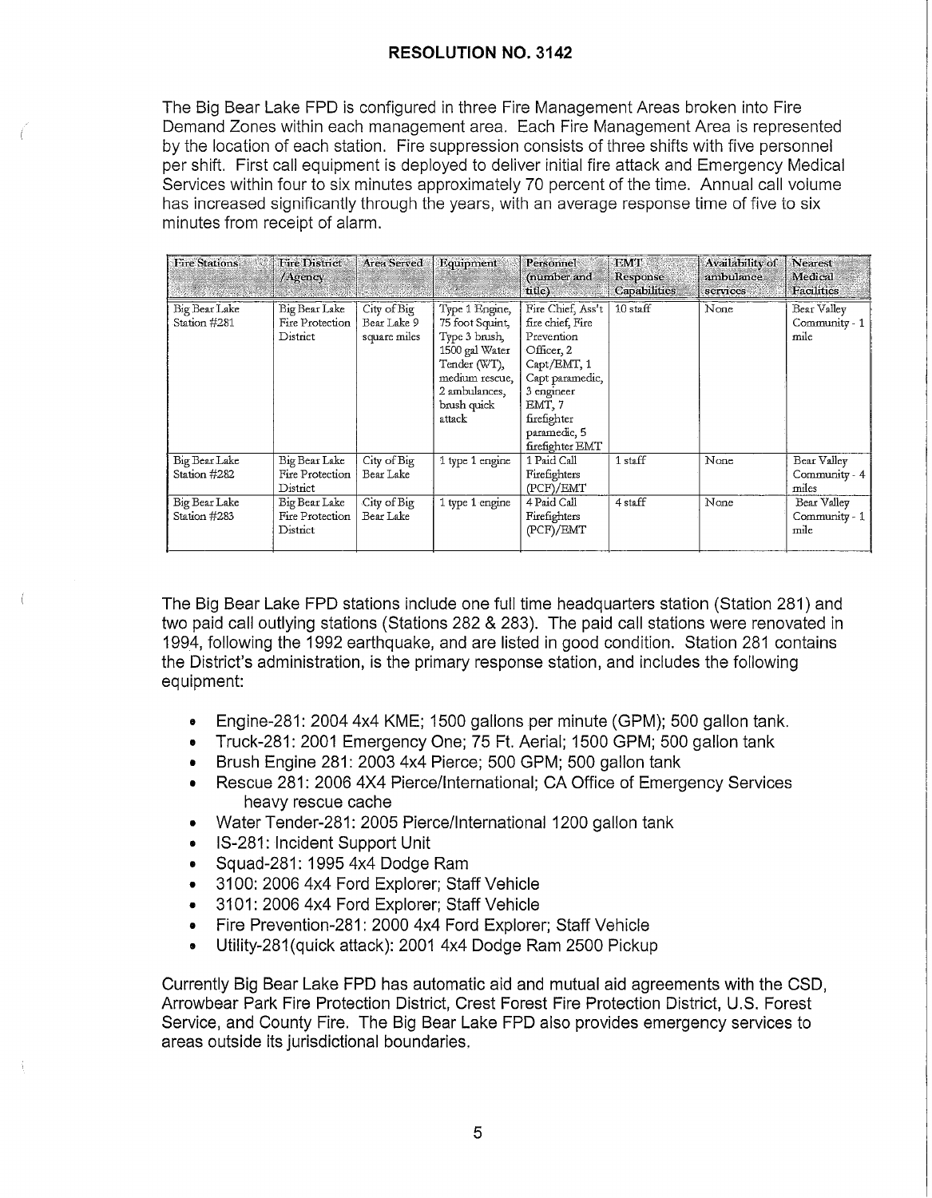## RESOLUTION NO. 3142

The Big Bear Lake FPD is configured in three Fire Management Areas broken into Fire Demand Zones within each management area. Each Fire Management Area is represented by the location of each station. Fire suppression consists of three shifts with five personnel per shift. First call equipment is deployed to deliver initial fire attack and Emergency Medical Services within four to six minutes approximately 70 percent of the time. Annual call volume has increased significantly through the years, with an average response time of five to six minutes from receipt of alarm.

| Fire Stations | Fire District /Agency | Area Served | Equipment | Personnel (number and title) | EMT Response Capabilities | Availability of ambulance services | Nearest Medical Facilities |
|---|---|---|---|---|---|---|---|
| Big Bear Lake Station #281 | Big Bear Lake Fire Protection District | City of Big Bear Lake 9 square miles | Type 1 Engine, 75 foot Squint, Type 3 brush, 1500 gal Water Tender (WT), medium rescue, 2 ambulances, brush quick attack | Fire Chief, Ass't fire chief, Fire Prevention Officer, 2 Capt/EMT, 1 Capt paramedic, 3 engineer EMT, 7 firefighter paramedic, 5 firefighter EMT | 10 staff | None | Bear Valley Community - 1 mile |
| Big Bear Lake Station #282 | Big Bear Lake Fire Protection District | City of Big Bear Lake | 1 type 1 engine | 1 Paid Call Firefighters (PCF)/EMT | 1 staff | None | Bear Valley Community - 4 miles |
| Big Bear Lake Station #283 | Big Bear Lake Fire Protection District | City of Big Bear Lake | 1 type 1 engine | 4 Paid Call Firefighters (PCF)/EMT | 4 staff | None | Bear Valley Community - 1 mile |

The Big Bear Lake FPD stations include one full time headquarters station (Station 281) and two paid call outlying stations (Stations 282 & 283). The paid call stations were renovated in 1994, following the 1992 earthquake, and are listed in good condition. Station 281 contains the District's administration, is the primary response station, and includes the following equipment:

- Engine-281: 2004 4x4 KME; 1500 gallons per minute (GPM); 500 gallon tank.
- Truck-281: 2001 Emergency One; 75 Ft. Aerial; 1500 GPM; 500 gallon tank
- Brush Engine 281: 2003 4x4 Pierce; 500 GPM; 500 gallon tank
- Rescue 281: 2006 4X4 Pierce/International; CA Office of Emergency Services heavy rescue cache
- Water Tender-281: 2005 Pierce/International 1200 gallon tank
- IS-281: Incident Support Unit
- Squad-281: 1995 4x4 Dodge Ram
- 3100: 2006 4x4 Ford Explorer; Staff Vehicle
- 3101: 2006 4x4 Ford Explorer; Staff Vehicle
- Fire Prevention-281: 2000 4x4 Ford Explorer; Staff Vehicle
- Utility-281(quick attack): 2001 4x4 Dodge Ram 2500 Pickup

Currently Big Bear Lake FPD has automatic aid and mutual aid agreements with the CSD, Arrowbear Park Fire Protection District, Crest Forest Fire Protection District, U.S. Forest Service, and County Fire. The Big Bear Lake FPD also provides emergency services to areas outside its jurisdictional boundaries.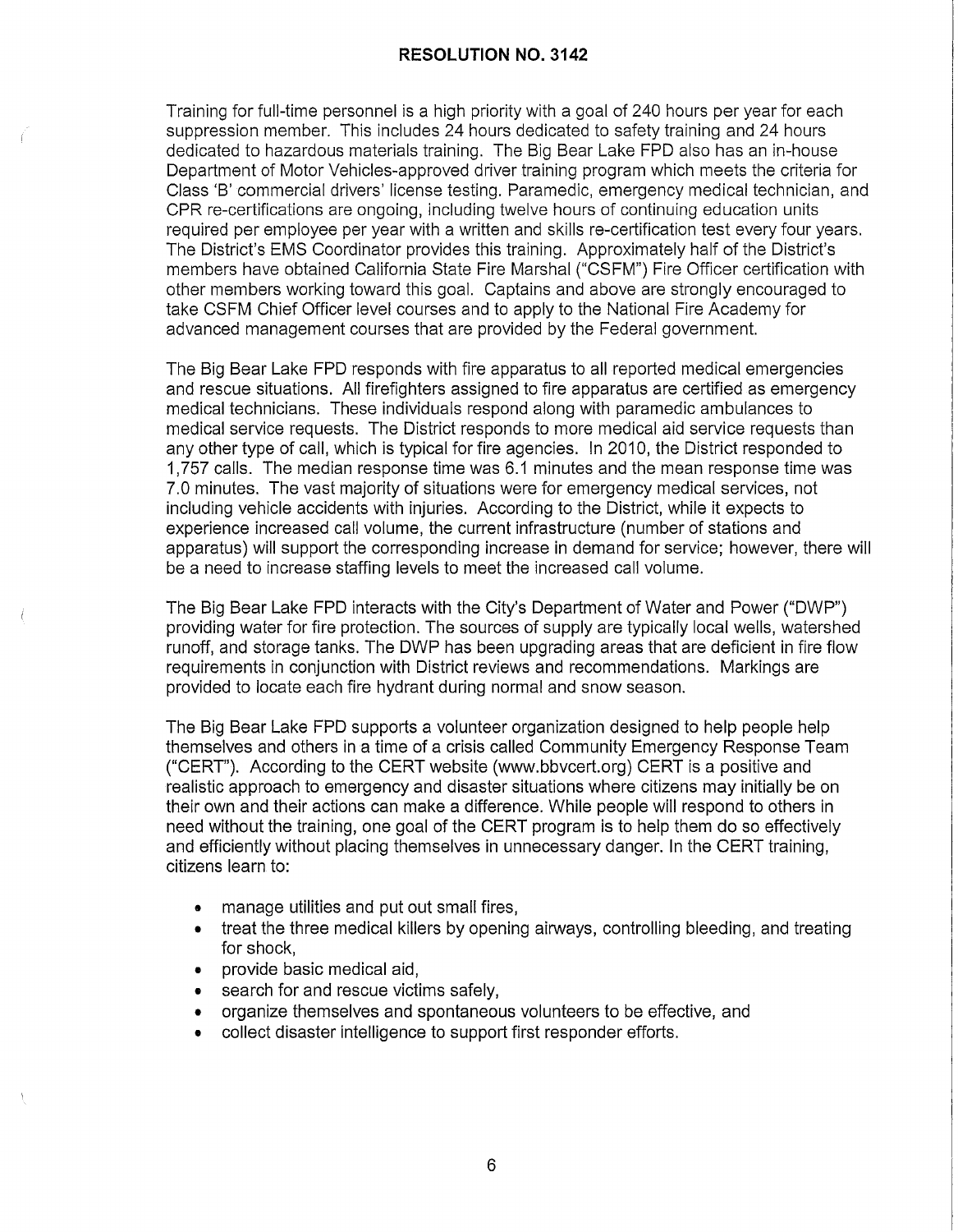Training for full-time personnel is a high priority with a goal of 240 hours per year for each suppression member. This includes 24 hours dedicated to safety training and 24 hours dedicated to hazardous materials training. The Big Bear Lake FPD also has an in-house Department of Motor Vehicles-approved driver training program which meets the criteria for Class 'B' commercial drivers' license testing. Paramedic, emergency medical technician, and CPR re-certifications are ongoing, including twelve hours of continuing education units required per employee per year with a written and skills re-certification test every four years. The District's EMS Coordinator provides this training. Approximately half of the District's members have obtained California State Fire Marshal ("CSFM") Fire Officer certification with other members working toward this goal. Captains and above are strongly encouraged to take CSFM Chief Officer level courses and to apply to the National Fire Academy for advanced management courses that are provided by the Federal government.

The Big Bear Lake FPD responds with fire apparatus to all reported medical emergencies and rescue situations. All firefighters assigned to fire apparatus are certified as emergency medical technicians. These individuals respond along with paramedic ambulances to medical service requests. The District responds to more medical aid service requests than any other type of call, which is typical for fire agencies. In 2010, the District responded to 1,757 calls. The median response time was 6.1 minutes and the mean response time was 7.0 minutes. The vast majority of situations were for emergency medical services, not including vehicle accidents with injuries. According to the District, while it expects to experience increased call volume, the current infrastructure (number of stations and apparatus) will support the corresponding increase in demand for service; however, there will be a need to increase staffing levels to meet the increased call volume.

The Big Bear Lake FPD interacts with the City's Department of Water and Power ("DWP") providing water for fire protection. The sources of supply are typically local wells, watershed runoff, and storage tanks. The DWP has been upgrading areas that are deficient in fire flow requirements in conjunction with District reviews and recommendations. Markings are provided to locate each fire hydrant during normal and snow season.

The Big Bear Lake FPD supports a volunteer organization designed to help people help themselves and others in a time of a crisis called Community Emergency Response Team ("CERT"). According to the CERT website (www.bbvcert.org) CERT is a positive and realistic approach to emergency and disaster situations where citizens may initially be on their own and their actions can make a difference. While people will respond to others in need without the training, one goal of the CERT program is to help them do so effectively and efficiently without placing themselves in unnecessary danger. In the CERT training, citizens learn to:

- manage utilities and put out small fires,
- treat the three medical killers by opening airways, controlling bleeding, and treating for shock,
- provide basic medical aid,
- search for and rescue victims safely,
- organize themselves and spontaneous volunteers to be effective, and
- collect disaster intelligence to support first responder efforts.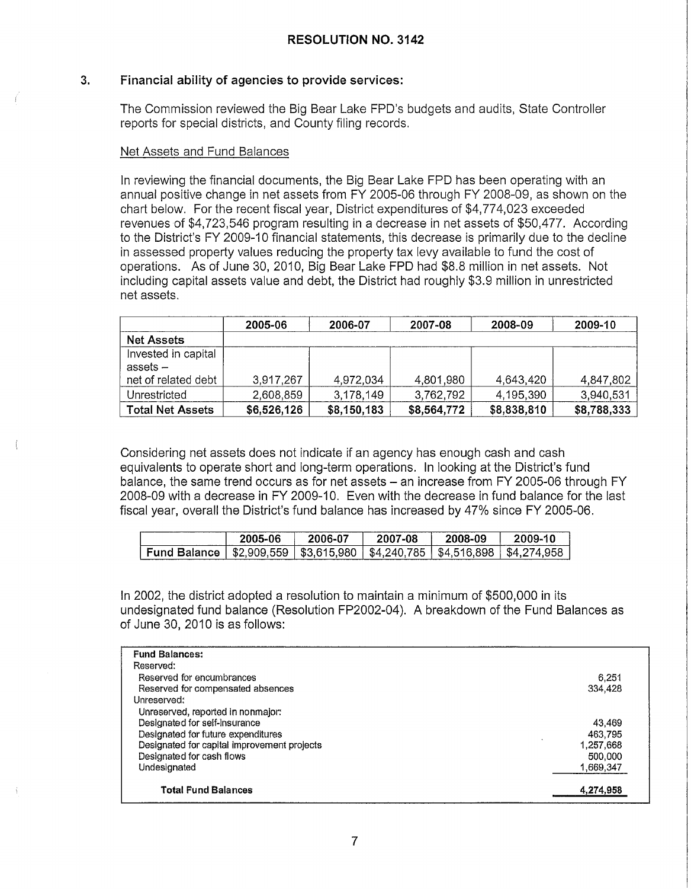**RESOLUTION NO. 3142**

### 3. Financial ability of agencies to provide services:

The Commission reviewed the Big Bear Lake FPD's budgets and audits, State Controller reports for special districts, and County filing records.

Net Assets and Fund Balances

In reviewing the financial documents, the Big Bear Lake FPD has been operating with an annual positive change in net assets from FY 2005-06 through FY 2008-09, as shown on the chart below. For the recent fiscal year, District expenditures of $4,774,023 exceeded revenues of $4,723,546 program resulting in a decrease in net assets of $50,477. According to the District's FY 2009-10 financial statements, this decrease is primarily due to the decline in assessed property values reducing the property tax levy available to fund the cost of operations. As of June 30, 2010, Big Bear Lake FPD had $8.8 million in net assets. Not including capital assets value and debt, the District had roughly $3.9 million in unrestricted net assets.

| | 2005-06 | 2006-07 | 2007-08 | 2008-09 | 2009-10 |
|---|---|---|---|---|---|
| **Net Assets** | | | | | |
| Invested in capital assets – net of related debt | 3,917,267 | 4,972,034 | 4,801,980 | 4,643,420 | 4,847,802 |
| Unrestricted | 2,608,859 | 3,178,149 | 3,762,792 | 4,195,390 | 3,940,531 |
| **Total Net Assets** | **$6,526,126** | **$8,150,183** | **$8,564,772** | **$8,838,810** | **$8,788,333** |

Considering net assets does not indicate if an agency has enough cash and cash equivalents to operate short and long-term operations. In looking at the District's fund balance, the same trend occurs as for net assets – an increase from FY 2005-06 through FY 2008-09 with a decrease in FY 2009-10. Even with the decrease in fund balance for the last fiscal year, overall the District's fund balance has increased by 47% since FY 2005-06.

| | 2005-06 | 2006-07 | 2007-08 | 2008-09 | 2009-10 |
|---|---|---|---|---|---|
| **Fund Balance** | $2,909,559 | $3,615,980 | $4,240,785 | $4,516,898 | $4,274,958 |

In 2002, the district adopted a resolution to maintain a minimum of $500,000 in its undesignated fund balance (Resolution FP2002-04). A breakdown of the Fund Balances as of June 30, 2010 is as follows:

| **Fund Balances:** | |
|---|---|
| Reserved: | |
| Reserved for encumbrances | 6,251 |
| Reserved for compensated absences | 334,428 |
| Unreserved: | |
| Unreserved, reported in nonmajor: | |
| Designated for self-insurance | 43,469 |
| Designated for future expenditures | 463,795 |
| Designated for capital improvement projects | 1,257,668 |
| Designated for cash flows | 500,000 |
| Undesignated | 1,669,347 |
| **Total Fund Balances** | **4,274,958** |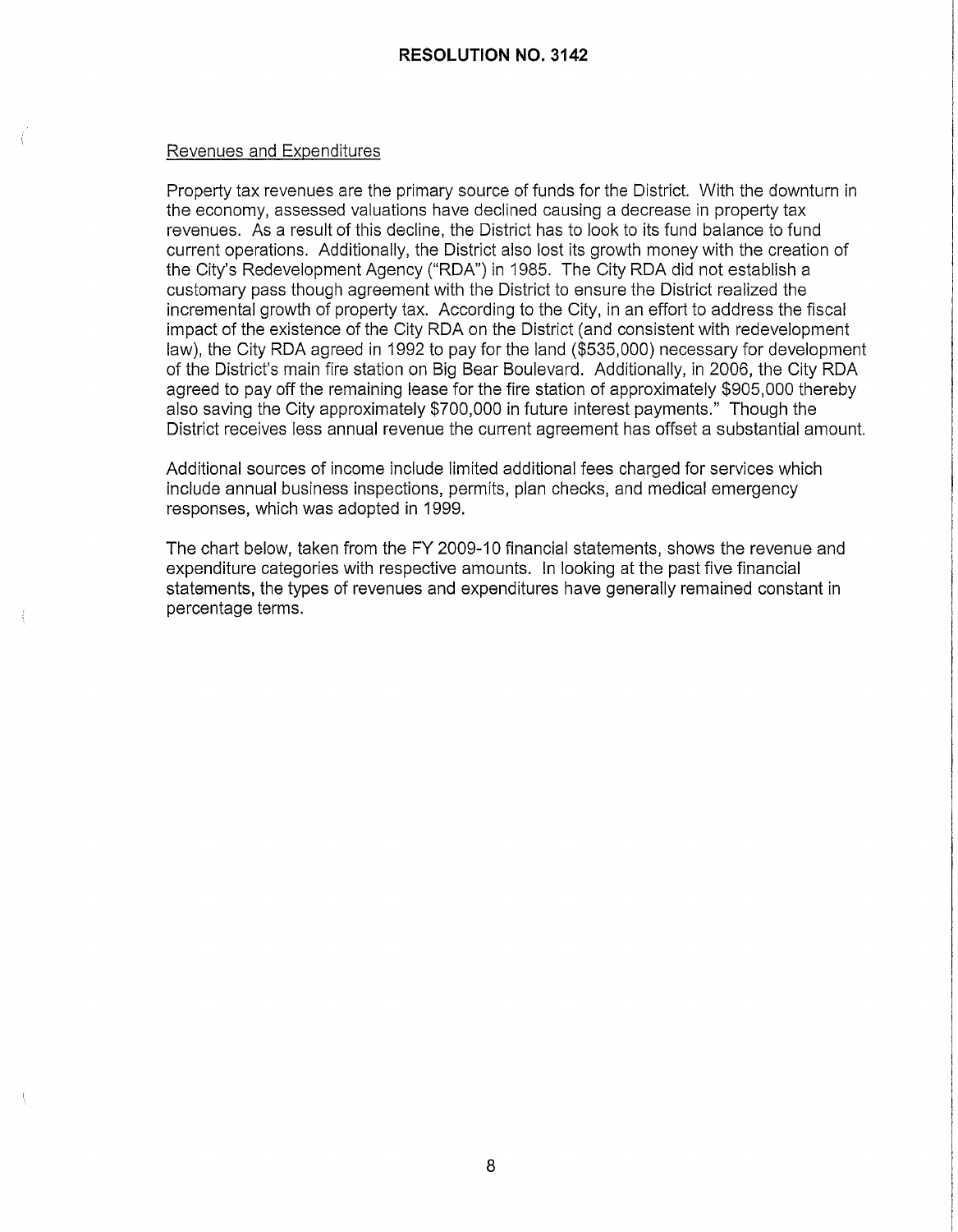RESOLUTION NO. 3142

Revenues and Expenditures

Property tax revenues are the primary source of funds for the District. With the downturn in the economy, assessed valuations have declined causing a decrease in property tax revenues. As a result of this decline, the District has to look to its fund balance to fund current operations. Additionally, the District also lost its growth money with the creation of the City's Redevelopment Agency ("RDA") in 1985. The City RDA did not establish a customary pass though agreement with the District to ensure the District realized the incremental growth of property tax. According to the City, in an effort to address the fiscal impact of the existence of the City RDA on the District (and consistent with redevelopment law), the City RDA agreed in 1992 to pay for the land ($535,000) necessary for development of the District's main fire station on Big Bear Boulevard. Additionally, in 2006, the City RDA agreed to pay off the remaining lease for the fire station of approximately $905,000 thereby also saving the City approximately $700,000 in future interest payments." Though the District receives less annual revenue the current agreement has offset a substantial amount.

Additional sources of income include limited additional fees charged for services which include annual business inspections, permits, plan checks, and medical emergency responses, which was adopted in 1999.

The chart below, taken from the FY 2009-10 financial statements, shows the revenue and expenditure categories with respective amounts. In looking at the past five financial statements, the types of revenues and expenditures have generally remained constant in percentage terms.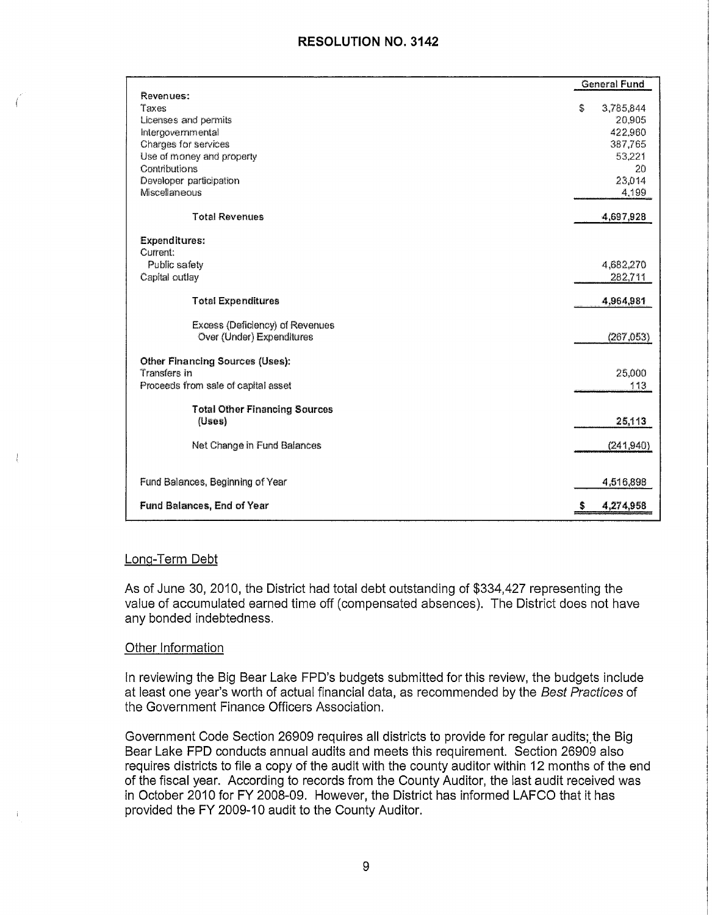## RESOLUTION NO. 3142

| | General Fund |
|---|---|
| **Revenues:** | |
| Taxes | $ 3,785,844 |
| Licenses and permits | 20,905 |
| Intergovernmental | 422,960 |
| Charges for services | 387,765 |
| Use of money and property | 53,221 |
| Contributions | 20 |
| Developer participation | 23,014 |
| Miscellaneous | 4,199 |
| **Total Revenues** | **4,697,928** |
| **Expenditures:** | |
| Current: | |
| Public safety | 4,682,270 |
| Capital outlay | 282,711 |
| **Total Expenditures** | **4,964,981** |
| Excess (Deficiency) of Revenues Over (Under) Expenditures | (267,053) |
| **Other Financing Sources (Uses):** | |
| Transfers in | 25,000 |
| Proceeds from sale of capital asset | 113 |
| **Total Other Financing Sources (Uses)** | **25,113** |
| Net Change in Fund Balances | (241,940) |
| Fund Balances, Beginning of Year | 4,516,898 |
| **Fund Balances, End of Year** | **$ 4,274,958** |

Long-Term Debt

As of June 30, 2010, the District had total debt outstanding of $334,427 representing the value of accumulated earned time off (compensated absences). The District does not have any bonded indebtedness.

Other Information

In reviewing the Big Bear Lake FPD's budgets submitted for this review, the budgets include at least one year's worth of actual financial data, as recommended by the *Best Practices* of the Government Finance Officers Association.

Government Code Section 26909 requires all districts to provide for regular audits; the Big Bear Lake FPD conducts annual audits and meets this requirement. Section 26909 also requires districts to file a copy of the audit with the county auditor within 12 months of the end of the fiscal year. According to records from the County Auditor, the last audit received was in October 2010 for FY 2008-09. However, the District has informed LAFCO that it has provided the FY 2009-10 audit to the County Auditor.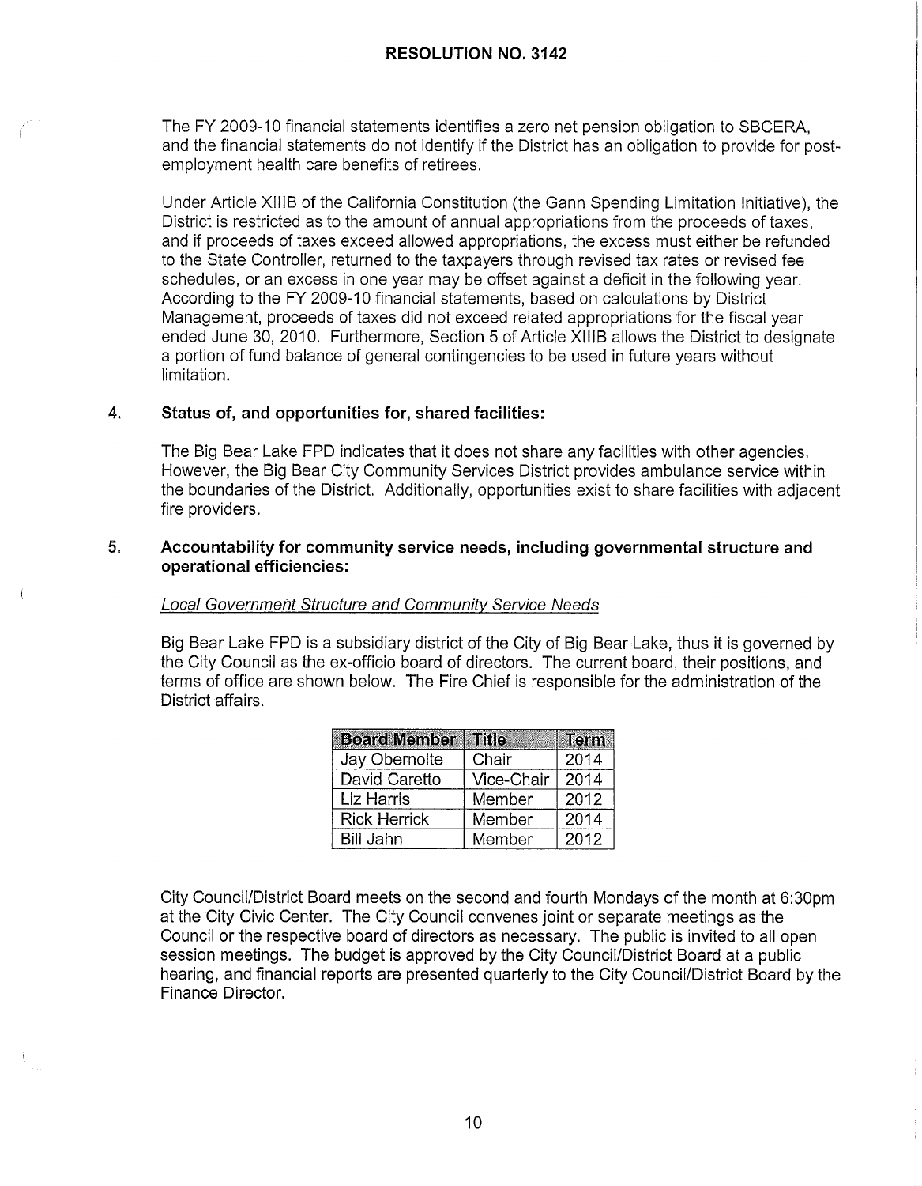The FY 2009-10 financial statements identifies a zero net pension obligation to SBCERA, and the financial statements do not identify if the District has an obligation to provide for post-employment health care benefits of retirees.

Under Article XIIIB of the California Constitution (the Gann Spending Limitation Initiative), the District is restricted as to the amount of annual appropriations from the proceeds of taxes, and if proceeds of taxes exceed allowed appropriations, the excess must either be refunded to the State Controller, returned to the taxpayers through revised tax rates or revised fee schedules, or an excess in one year may be offset against a deficit in the following year. According to the FY 2009-10 financial statements, based on calculations by District Management, proceeds of taxes did not exceed related appropriations for the fiscal year ended June 30, 2010. Furthermore, Section 5 of Article XIIIB allows the District to designate a portion of fund balance of general contingencies to be used in future years without limitation.

## 4. Status of, and opportunities for, shared facilities:

The Big Bear Lake FPD indicates that it does not share any facilities with other agencies. However, the Big Bear City Community Services District provides ambulance service within the boundaries of the District. Additionally, opportunities exist to share facilities with adjacent fire providers.

## 5. Accountability for community service needs, including governmental structure and operational efficiencies:

*Local Government Structure and Community Service Needs*

Big Bear Lake FPD is a subsidiary district of the City of Big Bear Lake, thus it is governed by the City Council as the ex-officio board of directors. The current board, their positions, and terms of office are shown below. The Fire Chief is responsible for the administration of the District affairs.

| Board Member | Title | Term |
|---|---|---|
| Jay Obernolte | Chair | 2014 |
| David Caretto | Vice-Chair | 2014 |
| Liz Harris | Member | 2012 |
| Rick Herrick | Member | 2014 |
| Bill Jahn | Member | 2012 |

City Council/District Board meets on the second and fourth Mondays of the month at 6:30pm at the City Civic Center. The City Council convenes joint or separate meetings as the Council or the respective board of directors as necessary. The public is invited to all open session meetings. The budget is approved by the City Council/District Board at a public hearing, and financial reports are presented quarterly to the City Council/District Board by the Finance Director.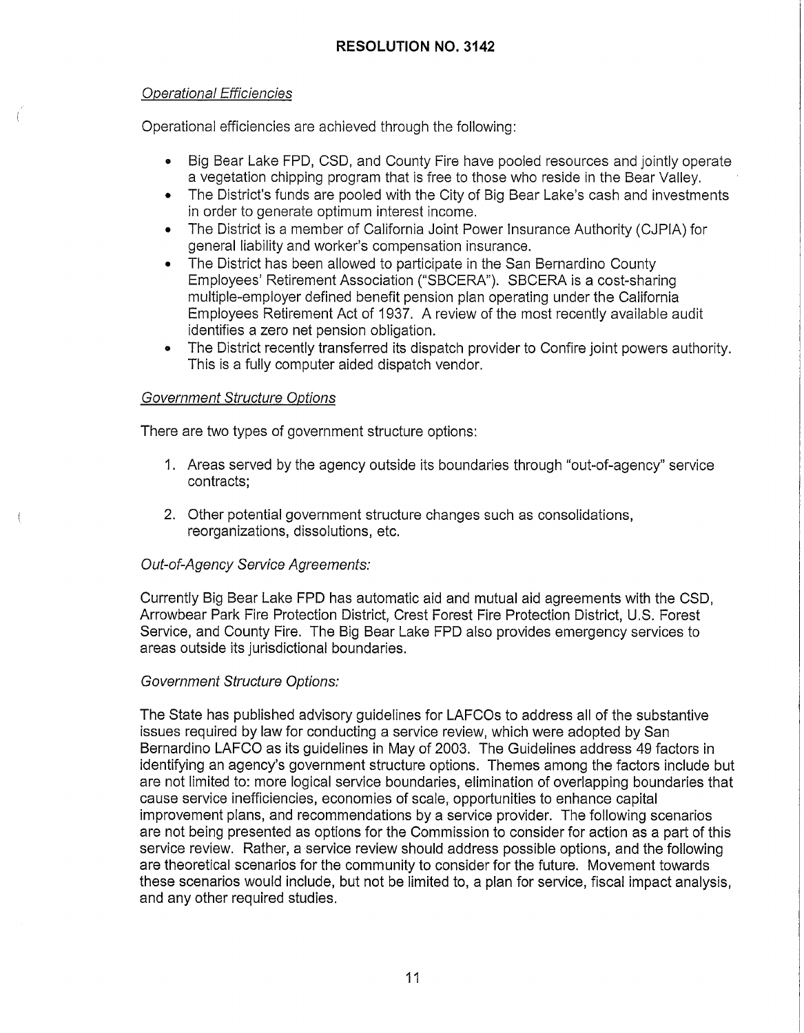# RESOLUTION NO. 3142

*Operational Efficiencies*

Operational efficiencies are achieved through the following:

- Big Bear Lake FPD, CSD, and County Fire have pooled resources and jointly operate a vegetation chipping program that is free to those who reside in the Bear Valley.
- The District's funds are pooled with the City of Big Bear Lake's cash and investments in order to generate optimum interest income.
- The District is a member of California Joint Power Insurance Authority (CJPIA) for general liability and worker's compensation insurance.
- The District has been allowed to participate in the San Bernardino County Employees' Retirement Association ("SBCERA"). SBCERA is a cost-sharing multiple-employer defined benefit pension plan operating under the California Employees Retirement Act of 1937. A review of the most recently available audit identifies a zero net pension obligation.
- The District recently transferred its dispatch provider to Confire joint powers authority. This is a fully computer aided dispatch vendor.

*Government Structure Options*

There are two types of government structure options:

1. Areas served by the agency outside its boundaries through "out-of-agency" service contracts;

2. Other potential government structure changes such as consolidations, reorganizations, dissolutions, etc.

*Out-of-Agency Service Agreements:*

Currently Big Bear Lake FPD has automatic aid and mutual aid agreements with the CSD, Arrowbear Park Fire Protection District, Crest Forest Fire Protection District, U.S. Forest Service, and County Fire. The Big Bear Lake FPD also provides emergency services to areas outside its jurisdictional boundaries.

*Government Structure Options:*

The State has published advisory guidelines for LAFCOs to address all of the substantive issues required by law for conducting a service review, which were adopted by San Bernardino LAFCO as its guidelines in May of 2003. The Guidelines address 49 factors in identifying an agency's government structure options. Themes among the factors include but are not limited to: more logical service boundaries, elimination of overlapping boundaries that cause service inefficiencies, economies of scale, opportunities to enhance capital improvement plans, and recommendations by a service provider. The following scenarios are not being presented as options for the Commission to consider for action as a part of this service review. Rather, a service review should address possible options, and the following are theoretical scenarios for the community to consider for the future. Movement towards these scenarios would include, but not be limited to, a plan for service, fiscal impact analysis, and any other required studies.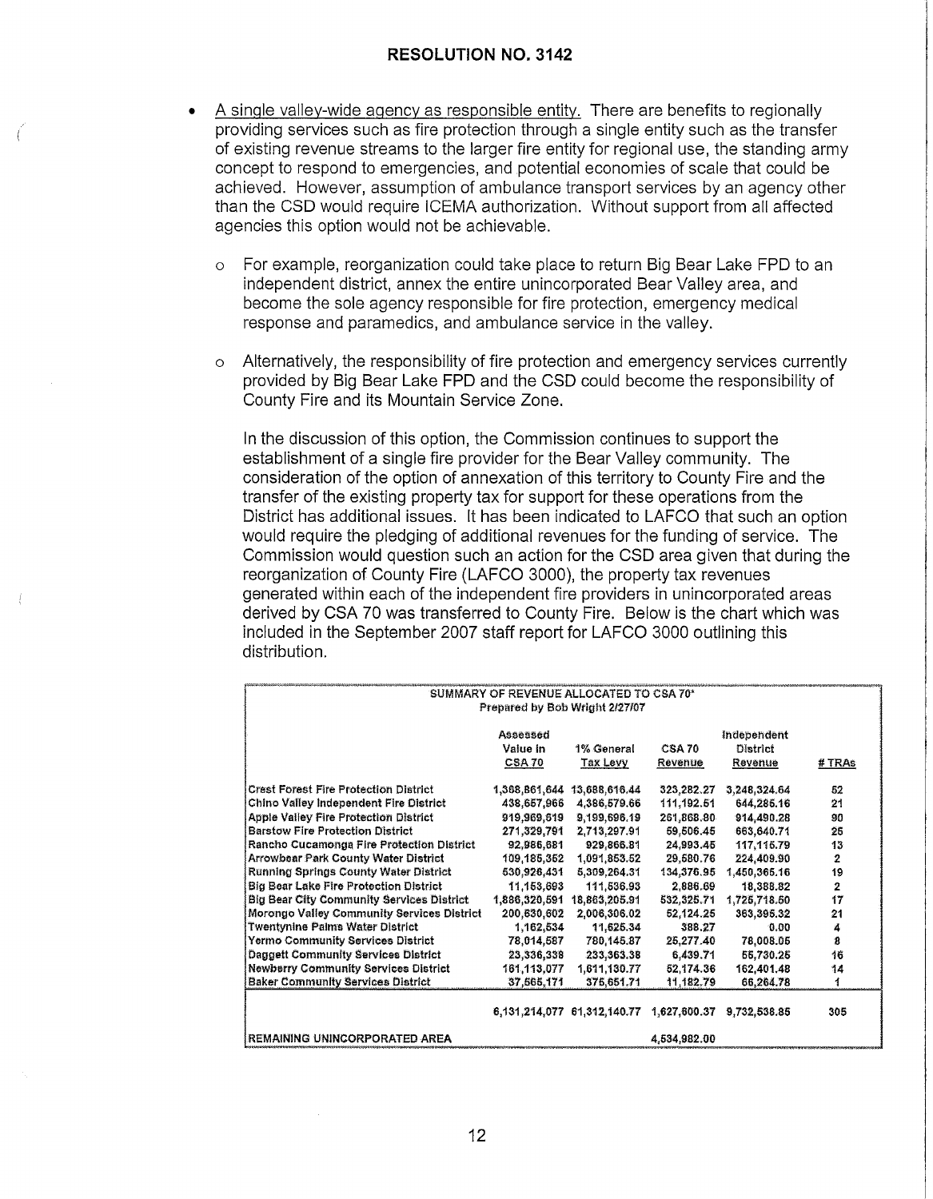# RESOLUTION NO. 3142

- A single valley-wide agency as responsible entity. There are benefits to regionally providing services such as fire protection through a single entity such as the transfer of existing revenue streams to the larger fire entity for regional use, the standing army concept to respond to emergencies, and potential economies of scale that could be achieved. However, assumption of ambulance transport services by an agency other than the CSD would require ICEMA authorization. Without support from all affected agencies this option would not be achievable.

  - For example, reorganization could take place to return Big Bear Lake FPD to an independent district, annex the entire unincorporated Bear Valley area, and become the sole agency responsible for fire protection, emergency medical response and paramedics, and ambulance service in the valley.

  - Alternatively, the responsibility of fire protection and emergency services currently provided by Big Bear Lake FPD and the CSD could become the responsibility of County Fire and its Mountain Service Zone.

  In the discussion of this option, the Commission continues to support the establishment of a single fire provider for the Bear Valley community. The consideration of the option of annexation of this territory to County Fire and the transfer of the existing property tax for support for these operations from the District has additional issues. It has been indicated to LAFCO that such an option would require the pledging of additional revenues for the funding of service. The Commission would question such an action for the CSD area given that during the reorganization of County Fire (LAFCO 3000), the property tax revenues generated within each of the independent fire providers in unincorporated areas derived by CSA 70 was transferred to County Fire. Below is the chart which was included in the September 2007 staff report for LAFCO 3000 outlining this distribution.

| SUMMARY OF REVENUE ALLOCATED TO CSA 70* Prepared by Bob Wright 2/27/07 | | | | | |
|---|---|---|---|---|---|
| | Assessed Value in CSA 70 | 1% General Tax Levy | CSA 70 Revenue | Independent District Revenue | # TRAs |
| Crest Forest Fire Protection District | 1,368,861,644 | 13,688,616.44 | 323,282.27 | 3,248,324.64 | 52 |
| Chino Valley Independent Fire District | 438,657,966 | 4,386,579.66 | 111,192.51 | 644,285.16 | 21 |
| Apple Valley Fire Protection District | 919,969,619 | 9,199,696.19 | 261,868.80 | 914,490.28 | 90 |
| Barstow Fire Protection District | 271,329,791 | 2,713,297.91 | 59,506.45 | 663,640.71 | 25 |
| Rancho Cucamonga Fire Protection District | 92,986,681 | 929,866.81 | 24,993.45 | 117,116.79 | 13 |
| Arrowbear Park County Water District | 109,185,352 | 1,091,853.52 | 29,580.76 | 224,409.90 | 2 |
| Running Springs County Water District | 530,926,431 | 5,309,264.31 | 134,376.95 | 1,450,365.16 | 19 |
| Big Bear Lake Fire Protection District | 11,153,693 | 111,536.93 | 2,886.69 | 18,388.82 | 2 |
| Big Bear City Community Services District | 1,886,320,591 | 18,863,205.91 | 532,325.71 | 1,725,718.50 | 17 |
| Morongo Valley Community Services District | 200,630,602 | 2,006,306.02 | 52,124.25 | 363,395.32 | 21 |
| Twentynine Palms Water District | 1,162,534 | 11,625.34 | 388.27 | 0.00 | 4 |
| Yermo Community Services District | 78,014,587 | 780,145.87 | 25,277.40 | 78,008.05 | 8 |
| Daggett Community Services District | 23,336,338 | 233,363.38 | 6,439.71 | 55,730.25 | 16 |
| Newberry Community Services District | 161,113,077 | 1,611,130.77 | 52,174.36 | 162,401.48 | 14 |
| Baker Community Services District | 37,565,171 | 375,651.71 | 11,182.79 | 66,264.78 | 1 |
| | 6,131,214,077 | 61,312,140.77 | 1,627,600.37 | 9,732,538.85 | 305 |
| REMAINING UNINCORPORATED AREA | | | 4,534,982.00 | | |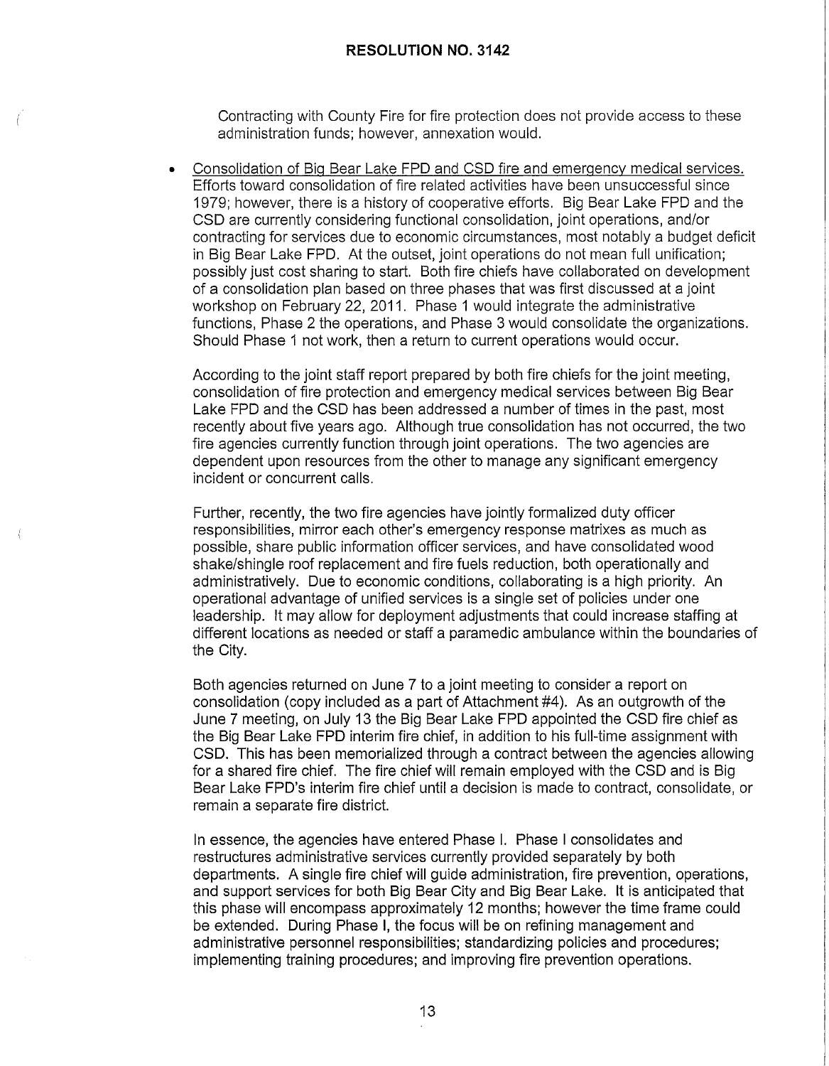Contracting with County Fire for fire protection does not provide access to these administration funds; however, annexation would.

- Consolidation of Big Bear Lake FPD and CSD fire and emergency medical services. Efforts toward consolidation of fire related activities have been unsuccessful since 1979; however, there is a history of cooperative efforts. Big Bear Lake FPD and the CSD are currently considering functional consolidation, joint operations, and/or contracting for services due to economic circumstances, most notably a budget deficit in Big Bear Lake FPD. At the outset, joint operations do not mean full unification; possibly just cost sharing to start. Both fire chiefs have collaborated on development of a consolidation plan based on three phases that was first discussed at a joint workshop on February 22, 2011. Phase 1 would integrate the administrative functions, Phase 2 the operations, and Phase 3 would consolidate the organizations. Should Phase 1 not work, then a return to current operations would occur.

  According to the joint staff report prepared by both fire chiefs for the joint meeting, consolidation of fire protection and emergency medical services between Big Bear Lake FPD and the CSD has been addressed a number of times in the past, most recently about five years ago. Although true consolidation has not occurred, the two fire agencies currently function through joint operations. The two agencies are dependent upon resources from the other to manage any significant emergency incident or concurrent calls.

  Further, recently, the two fire agencies have jointly formalized duty officer responsibilities, mirror each other's emergency response matrixes as much as possible, share public information officer services, and have consolidated wood shake/shingle roof replacement and fire fuels reduction, both operationally and administratively. Due to economic conditions, collaborating is a high priority. An operational advantage of unified services is a single set of policies under one leadership. It may allow for deployment adjustments that could increase staffing at different locations as needed or staff a paramedic ambulance within the boundaries of the City.

  Both agencies returned on June 7 to a joint meeting to consider a report on consolidation (copy included as a part of Attachment #4). As an outgrowth of the June 7 meeting, on July 13 the Big Bear Lake FPD appointed the CSD fire chief as the Big Bear Lake FPD interim fire chief, in addition to his full-time assignment with CSD. This has been memorialized through a contract between the agencies allowing for a shared fire chief. The fire chief will remain employed with the CSD and is Big Bear Lake FPD's interim fire chief until a decision is made to contract, consolidate, or remain a separate fire district.

  In essence, the agencies have entered Phase I. Phase I consolidates and restructures administrative services currently provided separately by both departments. A single fire chief will guide administration, fire prevention, operations, and support services for both Big Bear City and Big Bear Lake. It is anticipated that this phase will encompass approximately 12 months; however the time frame could be extended. During Phase I, the focus will be on refining management and administrative personnel responsibilities; standardizing policies and procedures; implementing training procedures; and improving fire prevention operations.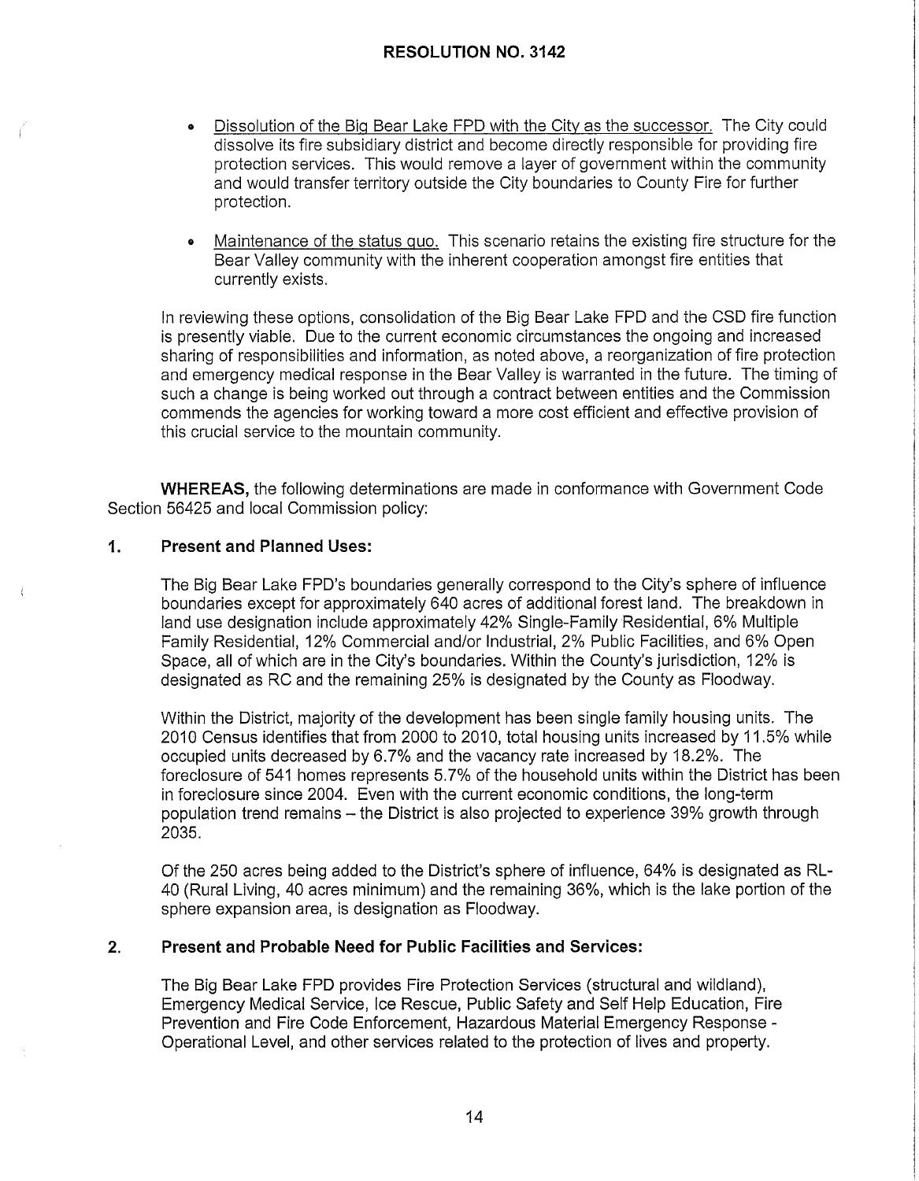**RESOLUTION NO. 3142**

- Dissolution of the Big Bear Lake FPD with the City as the successor. The City could dissolve its fire subsidiary district and become directly responsible for providing fire protection services. This would remove a layer of government within the community and would transfer territory outside the City boundaries to County Fire for further protection.

- Maintenance of the status quo. This scenario retains the existing fire structure for the Bear Valley community with the inherent cooperation amongst fire entities that currently exists.

In reviewing these options, consolidation of the Big Bear Lake FPD and the CSD fire function is presently viable. Due to the current economic circumstances the ongoing and increased sharing of responsibilities and information, as noted above, a reorganization of fire protection and emergency medical response in the Bear Valley is warranted in the future. The timing of such a change is being worked out through a contract between entities and the Commission commends the agencies for working toward a more cost efficient and effective provision of this crucial service to the mountain community.

**WHEREAS,** the following determinations are made in conformance with Government Code Section 56425 and local Commission policy:

**1. Present and Planned Uses:**

The Big Bear Lake FPD's boundaries generally correspond to the City's sphere of influence boundaries except for approximately 640 acres of additional forest land. The breakdown in land use designation include approximately 42% Single-Family Residential, 6% Multiple Family Residential, 12% Commercial and/or Industrial, 2% Public Facilities, and 6% Open Space, all of which are in the City's boundaries. Within the County's jurisdiction, 12% is designated as RC and the remaining 25% is designated by the County as Floodway.

Within the District, majority of the development has been single family housing units. The 2010 Census identifies that from 2000 to 2010, total housing units increased by 11.5% while occupied units decreased by 6.7% and the vacancy rate increased by 18.2%. The foreclosure of 541 homes represents 5.7% of the household units within the District has been in foreclosure since 2004. Even with the current economic conditions, the long-term population trend remains – the District is also projected to experience 39% growth through 2035.

Of the 250 acres being added to the District's sphere of influence, 64% is designated as RL-40 (Rural Living, 40 acres minimum) and the remaining 36%, which is the lake portion of the sphere expansion area, is designation as Floodway.

**2. Present and Probable Need for Public Facilities and Services:**

The Big Bear Lake FPD provides Fire Protection Services (structural and wildland), Emergency Medical Service, Ice Rescue, Public Safety and Self Help Education, Fire Prevention and Fire Code Enforcement, Hazardous Material Emergency Response - Operational Level, and other services related to the protection of lives and property.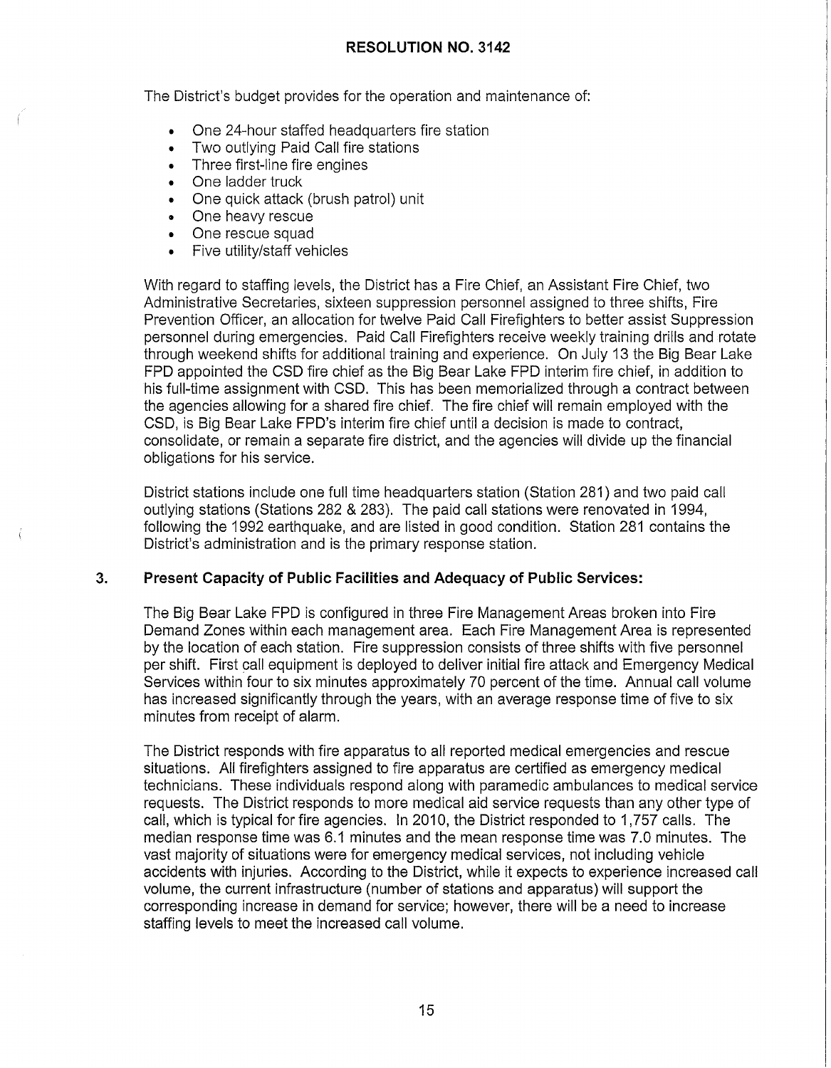# RESOLUTION NO. 3142

The District's budget provides for the operation and maintenance of:

- One 24-hour staffed headquarters fire station
- Two outlying Paid Call fire stations
- Three first-line fire engines
- One ladder truck
- One quick attack (brush patrol) unit
- One heavy rescue
- One rescue squad
- Five utility/staff vehicles

With regard to staffing levels, the District has a Fire Chief, an Assistant Fire Chief, two Administrative Secretaries, sixteen suppression personnel assigned to three shifts, Fire Prevention Officer, an allocation for twelve Paid Call Firefighters to better assist Suppression personnel during emergencies. Paid Call Firefighters receive weekly training drills and rotate through weekend shifts for additional training and experience. On July 13 the Big Bear Lake FPD appointed the CSD fire chief as the Big Bear Lake FPD interim fire chief, in addition to his full-time assignment with CSD. This has been memorialized through a contract between the agencies allowing for a shared fire chief. The fire chief will remain employed with the CSD, is Big Bear Lake FPD's interim fire chief until a decision is made to contract, consolidate, or remain a separate fire district, and the agencies will divide up the financial obligations for his service.

District stations include one full time headquarters station (Station 281) and two paid call outlying stations (Stations 282 & 283). The paid call stations were renovated in 1994, following the 1992 earthquake, and are listed in good condition. Station 281 contains the District's administration and is the primary response station.

## 3. Present Capacity of Public Facilities and Adequacy of Public Services:

The Big Bear Lake FPD is configured in three Fire Management Areas broken into Fire Demand Zones within each management area. Each Fire Management Area is represented by the location of each station. Fire suppression consists of three shifts with five personnel per shift. First call equipment is deployed to deliver initial fire attack and Emergency Medical Services within four to six minutes approximately 70 percent of the time. Annual call volume has increased significantly through the years, with an average response time of five to six minutes from receipt of alarm.

The District responds with fire apparatus to all reported medical emergencies and rescue situations. All firefighters assigned to fire apparatus are certified as emergency medical technicians. These individuals respond along with paramedic ambulances to medical service requests. The District responds to more medical aid service requests than any other type of call, which is typical for fire agencies. In 2010, the District responded to 1,757 calls. The median response time was 6.1 minutes and the mean response time was 7.0 minutes. The vast majority of situations were for emergency medical services, not including vehicle accidents with injuries. According to the District, while it expects to experience increased call volume, the current infrastructure (number of stations and apparatus) will support the corresponding increase in demand for service; however, there will be a need to increase staffing levels to meet the increased call volume.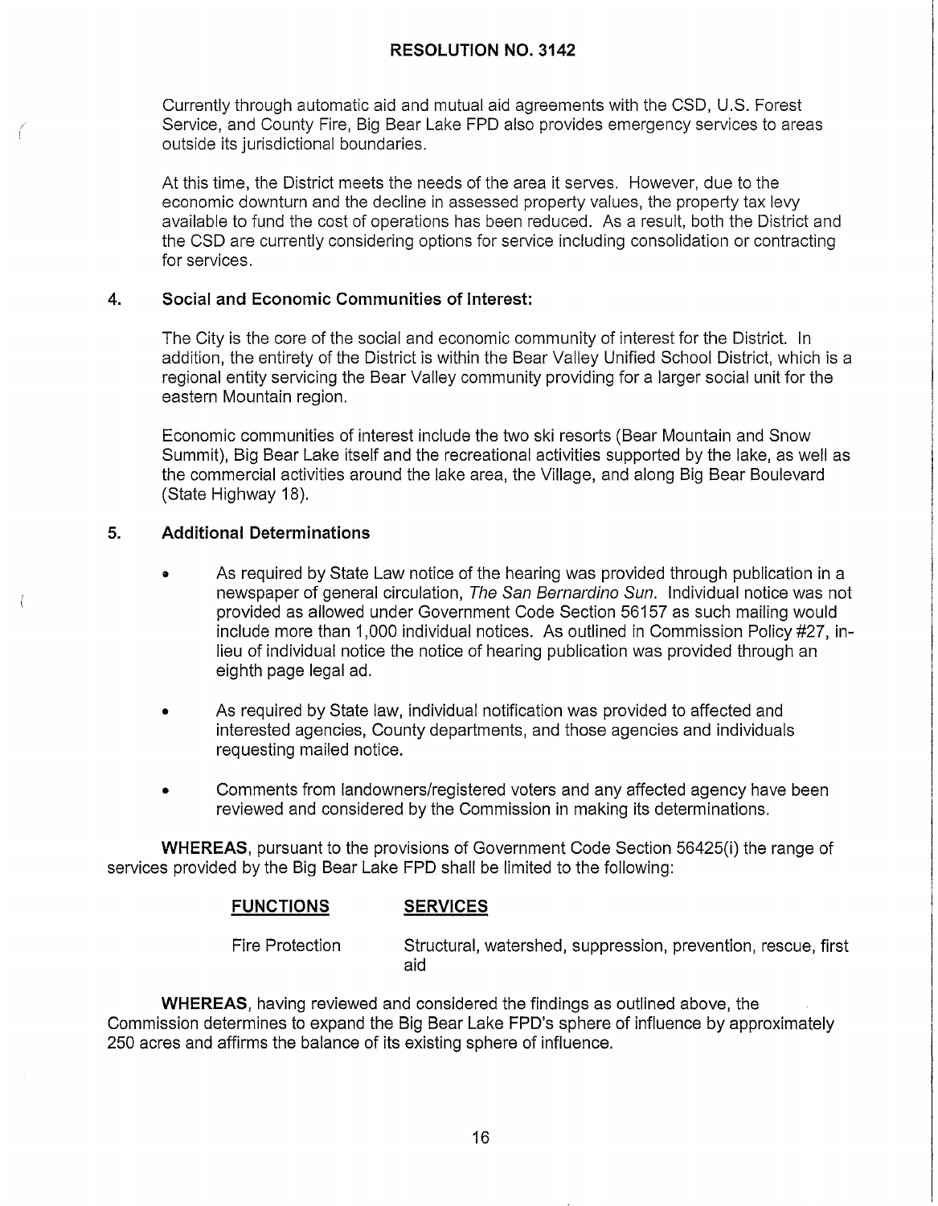**RESOLUTION NO. 3142**

Currently through automatic aid and mutual aid agreements with the CSD, U.S. Forest Service, and County Fire, Big Bear Lake FPD also provides emergency services to areas outside its jurisdictional boundaries.

At this time, the District meets the needs of the area it serves. However, due to the economic downturn and the decline in assessed property values, the property tax levy available to fund the cost of operations has been reduced. As a result, both the District and the CSD are currently considering options for service including consolidation or contracting for services.

**4. Social and Economic Communities of Interest:**

The City is the core of the social and economic community of interest for the District. In addition, the entirety of the District is within the Bear Valley Unified School District, which is a regional entity servicing the Bear Valley community providing for a larger social unit for the eastern Mountain region.

Economic communities of interest include the two ski resorts (Bear Mountain and Snow Summit), Big Bear Lake itself and the recreational activities supported by the lake, as well as the commercial activities around the lake area, the Village, and along Big Bear Boulevard (State Highway 18).

**5. Additional Determinations**

- As required by State Law notice of the hearing was provided through publication in a newspaper of general circulation, *The San Bernardino Sun*. Individual notice was not provided as allowed under Government Code Section 56157 as such mailing would include more than 1,000 individual notices. As outlined in Commission Policy #27, in-lieu of individual notice the notice of hearing publication was provided through an eighth page legal ad.
- As required by State law, individual notification was provided to affected and interested agencies, County departments, and those agencies and individuals requesting mailed notice.
- Comments from landowners/registered voters and any affected agency have been reviewed and considered by the Commission in making its determinations.

**WHEREAS**, pursuant to the provisions of Government Code Section 56425(i) the range of services provided by the Big Bear Lake FPD shall be limited to the following:

| **FUNCTIONS** | **SERVICES** |
|---|---|
| Fire Protection | Structural, watershed, suppression, prevention, rescue, first aid |

**WHEREAS**, having reviewed and considered the findings as outlined above, the Commission determines to expand the Big Bear Lake FPD's sphere of influence by approximately 250 acres and affirms the balance of its existing sphere of influence.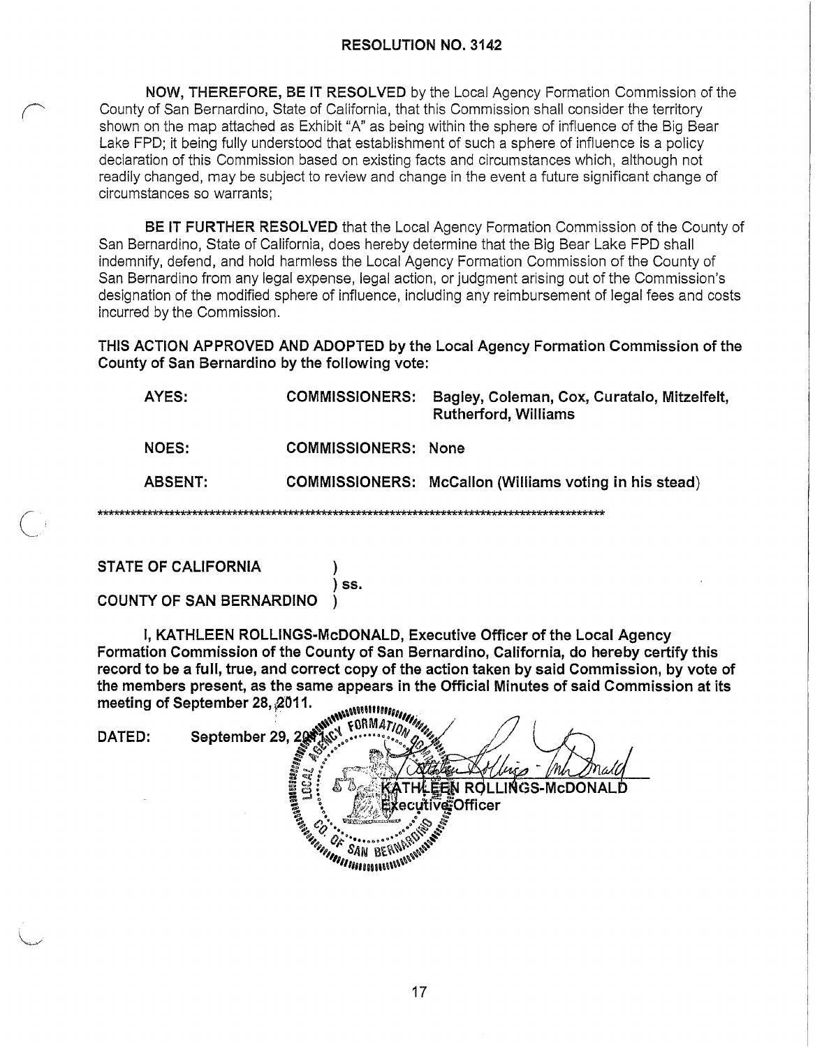**RESOLUTION NO. 3142**

**NOW, THEREFORE, BE IT RESOLVED** by the Local Agency Formation Commission of the County of San Bernardino, State of California, that this Commission shall consider the territory shown on the map attached as Exhibit "A" as being within the sphere of influence of the Big Bear Lake FPD; it being fully understood that establishment of such a sphere of influence is a policy declaration of this Commission based on existing facts and circumstances which, although not readily changed, may be subject to review and change in the event a future significant change of circumstances so warrants;

**BE IT FURTHER RESOLVED** that the Local Agency Formation Commission of the County of San Bernardino, State of California, does hereby determine that the Big Bear Lake FPD shall indemnify, defend, and hold harmless the Local Agency Formation Commission of the County of San Bernardino from any legal expense, legal action, or judgment arising out of the Commission's designation of the modified sphere of influence, including any reimbursement of legal fees and costs incurred by the Commission.

**THIS ACTION APPROVED AND ADOPTED by the Local Agency Formation Commission of the County of San Bernardino by the following vote:**

| | | |
|---|---|---|
| **AYES:** | **COMMISSIONERS:** | **Bagley, Coleman, Cox, Curatalo, Mitzelfelt, Rutherford, Williams** |
| **NOES:** | **COMMISSIONERS:** | **None** |
| **ABSENT:** | **COMMISSIONERS:** | **McCallon (Williams voting in his stead)** |

\*\*\*\*\*\*\*\*\*\*\*\*\*\*\*\*\*\*\*\*\*\*\*\*\*\*\*\*\*\*\*\*\*\*\*\*\*\*\*\*\*\*\*\*\*\*\*\*\*\*\*\*\*\*\*\*\*\*\*\*\*\*\*\*\*\*\*\*\*\*\*\*\*\*\*\*\*\*\*\*\*\*\*\*\*\*\*\*\*\*

**STATE OF CALIFORNIA )**
**) ss.**
**COUNTY OF SAN BERNARDINO )**

**I, KATHLEEN ROLLINGS-McDONALD, Executive Officer of the Local Agency Formation Commission of the County of San Bernardino, California, do hereby certify this record to be a full, true, and correct copy of the action taken by said Commission, by vote of the members present, as the same appears in the Official Minutes of said Commission at its meeting of September 28, 2011.**

**DATED: September 29, 2011**

**KATHLEEN ROLLINGS-McDONALD**
**Executive Officer**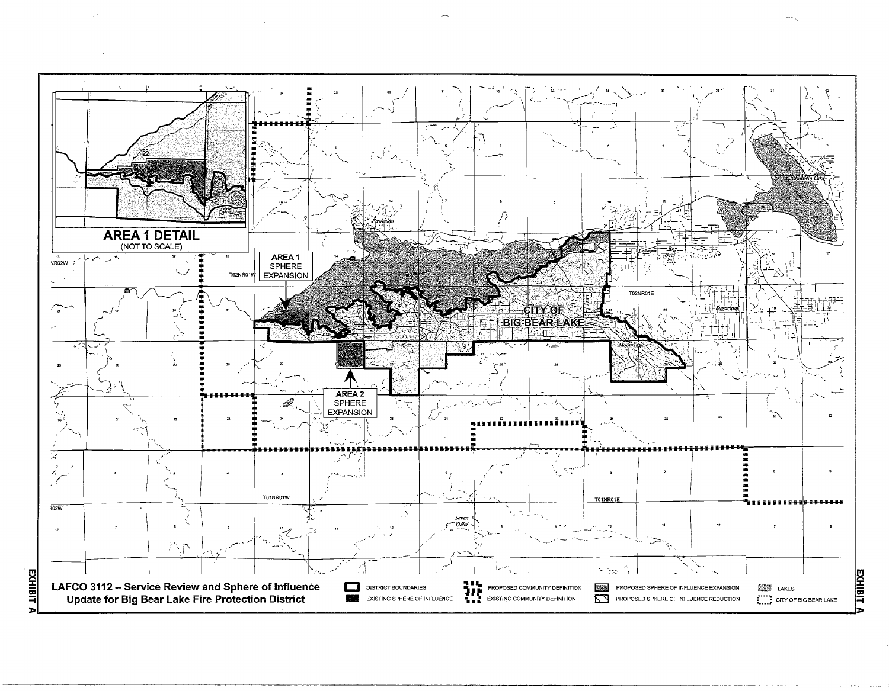**AREA 1 DETAIL**
(NOT TO SCALE)

AREA 1
SPHERE
EXPANSION

AREA 2
SPHERE
EXPANSION

CITY OF
BIG BEAR LAKE

Fawnskin

Big Bear City

Sugarloaf

Moonridge

Baldwin Lake

Seven Oaks

T02NR01W

T02NR01E

T01NR01W

T01NR01E

NR02W

R02W

**LAFCO 3112 – Service Review and Sphere of Influence Update for Big Bear Lake Fire Protection District**

DISTRICT BOUNDARIES

EXISTING SPHERE OF INFLUENCE

PROPOSED COMMUNITY DEFINITION

EXISTING COMMUNITY DEFINITION

PROPOSED SPHERE OF INFLUENCE EXPANSION

PROPOSED SPHERE OF INFLUENCE REDUCTION

LAKES

CITY OF BIG BEAR LAKE

EXHIBIT A